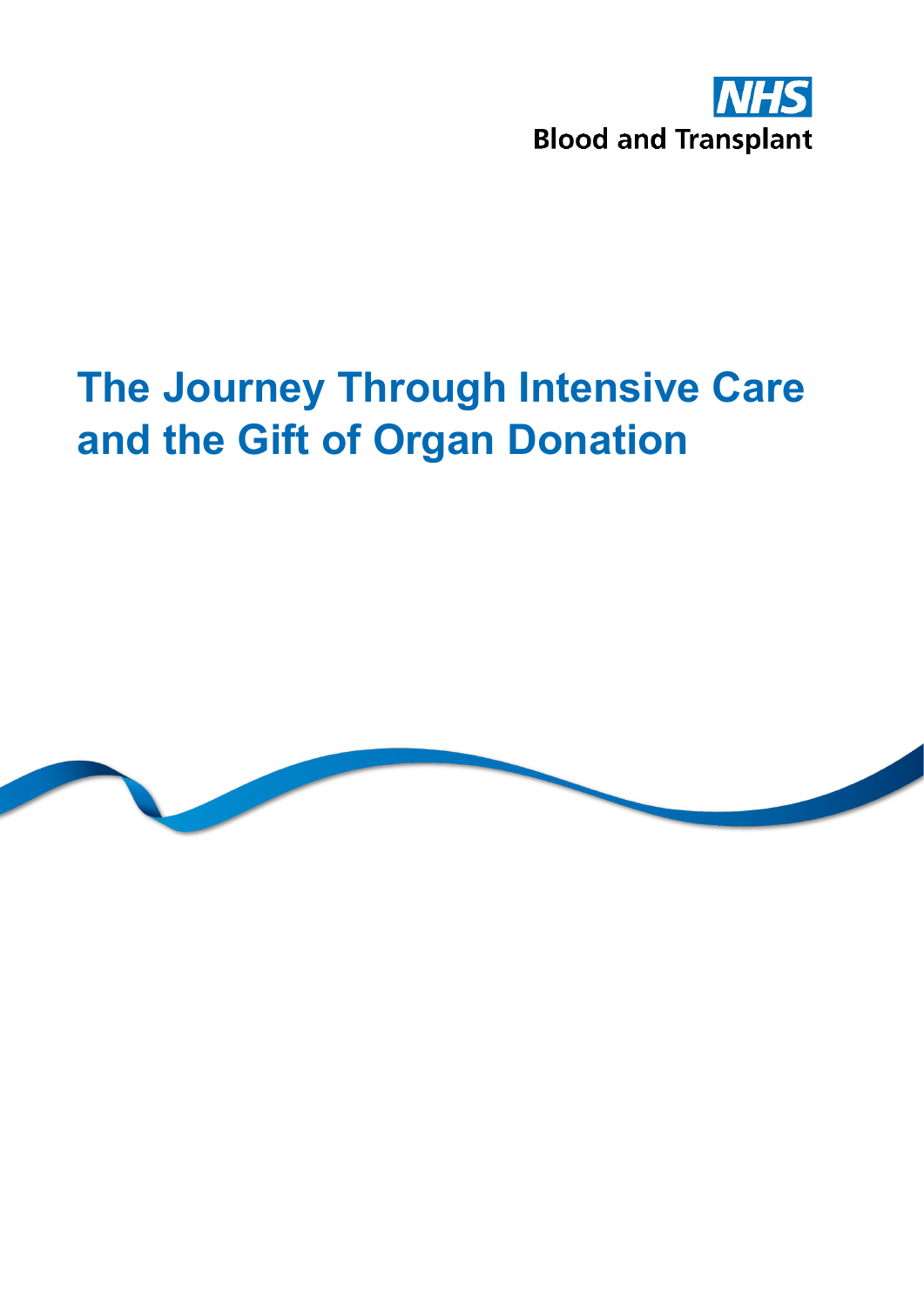NHS Blood and Transplant

# The Journey Through Intensive Care and the Gift of Organ Donation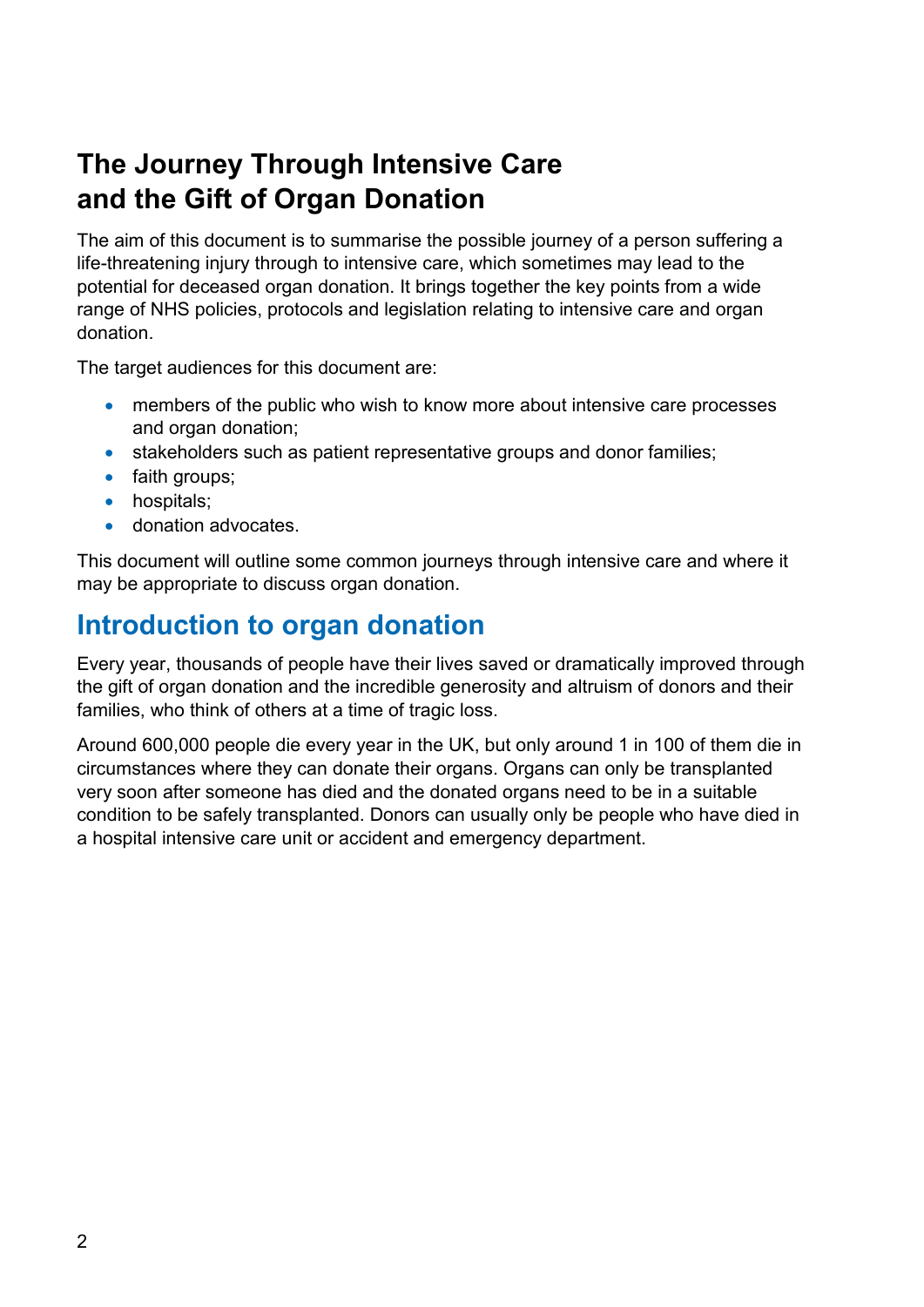# The Journey Through Intensive Care and the Gift of Organ Donation

The aim of this document is to summarise the possible journey of a person suffering a life-threatening injury through to intensive care, which sometimes may lead to the potential for deceased organ donation. It brings together the key points from a wide range of NHS policies, protocols and legislation relating to intensive care and organ donation.

The target audiences for this document are:

- members of the public who wish to know more about intensive care processes and organ donation;
- stakeholders such as patient representative groups and donor families;
- faith groups;
- hospitals;
- donation advocates.

This document will outline some common journeys through intensive care and where it may be appropriate to discuss organ donation.

## Introduction to organ donation

Every year, thousands of people have their lives saved or dramatically improved through the gift of organ donation and the incredible generosity and altruism of donors and their families, who think of others at a time of tragic loss.

Around 600,000 people die every year in the UK, but only around 1 in 100 of them die in circumstances where they can donate their organs. Organs can only be transplanted very soon after someone has died and the donated organs need to be in a suitable condition to be safely transplanted. Donors can usually only be people who have died in a hospital intensive care unit or accident and emergency department.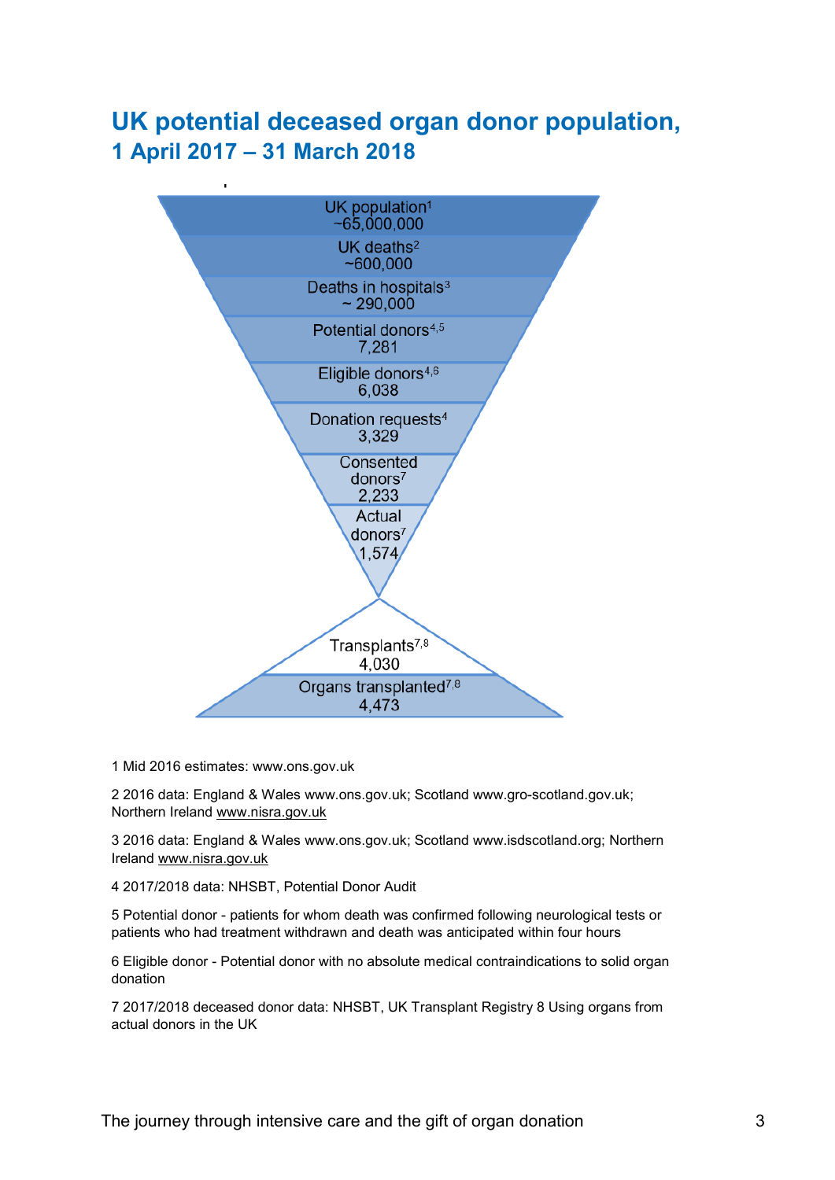# UK potential deceased organ donor population,

## 1 April 2017 – 31 March 2018

UK population[1]
~65,000,000

UK deaths[2]
~600,000

Deaths in hospitals[3]
~ 290,000

Potential donors[4,5]
7,281

Eligible donors[4,6]
6,038

Donation requests[4]
3,329

Consented donors[7]
2,233

Actual donors[7]
1,574

Transplants[7,8]
4,030

Organs transplanted[7,8]
4,473

1 Mid 2016 estimates: www.ons.gov.uk

2 2016 data: England & Wales www.ons.gov.uk; Scotland www.gro-scotland.gov.uk; Northern Ireland www.nisra.gov.uk

3 2016 data: England & Wales www.ons.gov.uk; Scotland www.isdscotland.org; Northern Ireland www.nisra.gov.uk

4 2017/2018 data: NHSBT, Potential Donor Audit

5 Potential donor - patients for whom death was confirmed following neurological tests or patients who had treatment withdrawn and death was anticipated within four hours

6 Eligible donor - Potential donor with no absolute medical contraindications to solid organ donation

7 2017/2018 deceased donor data: NHSBT, UK Transplant Registry 8 Using organs from actual donors in the UK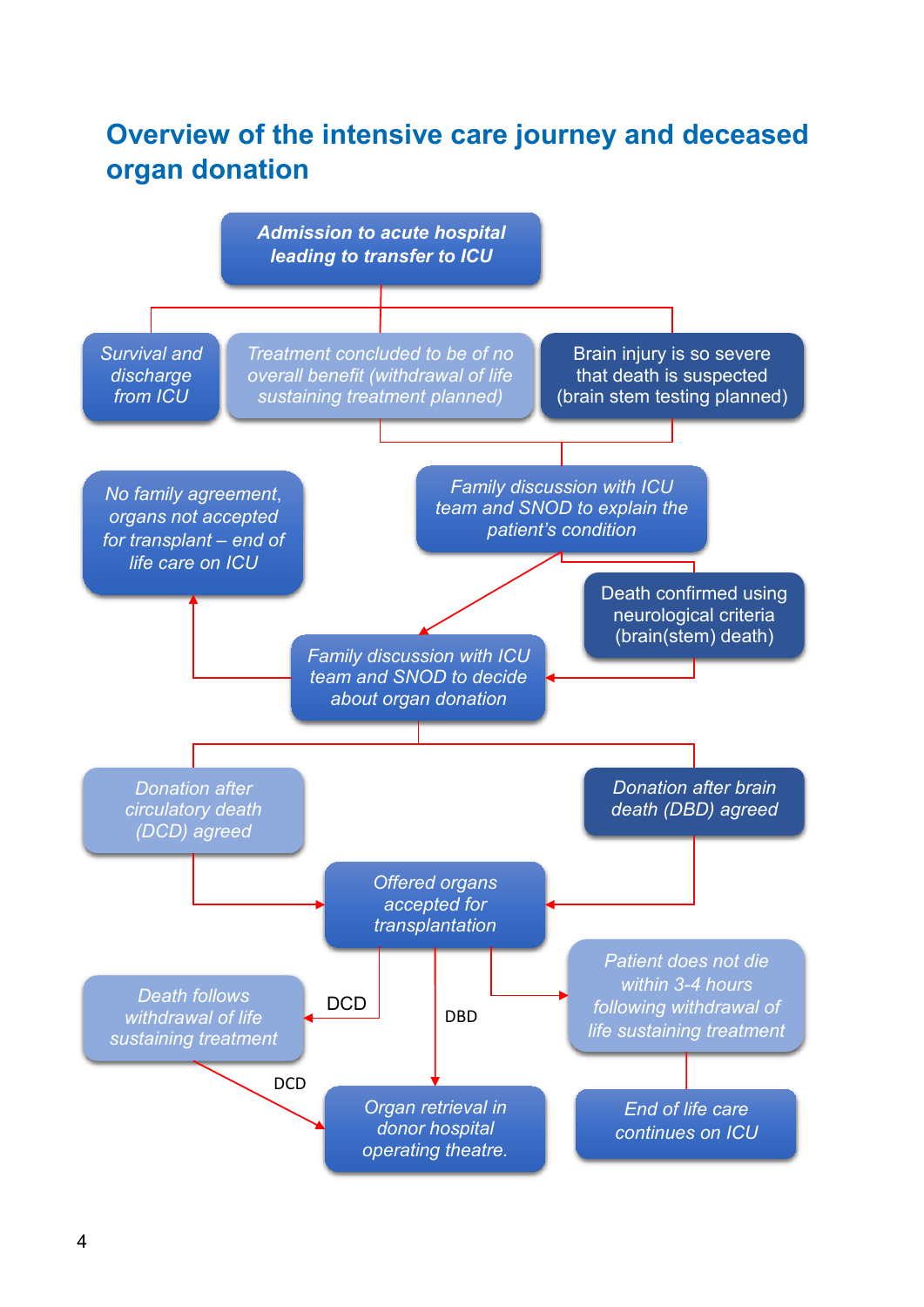## Overview of the intensive care journey and deceased organ donation

*Admission to acute hospital leading to transfer to ICU*

*Survival and discharge from ICU*

*Treatment concluded to be of no overall benefit (withdrawal of life sustaining treatment planned)*

Brain injury is so severe that death is suspected (brain stem testing planned)

*Family discussion with ICU team and SNOD to explain the patient's condition*

*No family agreement, organs not accepted for transplant – end of life care on ICU*

Death confirmed using neurological criteria (brain(stem) death)

*Family discussion with ICU team and SNOD to decide about organ donation*

*Donation after circulatory death (DCD) agreed*

*Donation after brain death (DBD) agreed*

*Offered organs accepted for transplantation*

DCD

*Death follows withdrawal of life sustaining treatment*

DBD

*Patient does not die within 3-4 hours following withdrawal of life sustaining treatment*

DCD

*Organ retrieval in donor hospital operating theatre.*

*End of life care continues on ICU*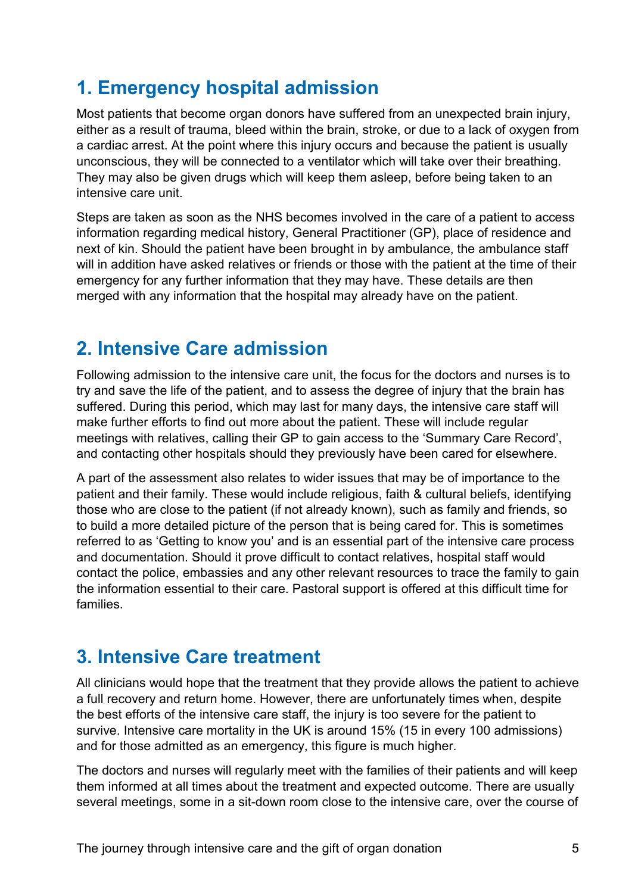## 1. Emergency hospital admission

Most patients that become organ donors have suffered from an unexpected brain injury, either as a result of trauma, bleed within the brain, stroke, or due to a lack of oxygen from a cardiac arrest. At the point where this injury occurs and because the patient is usually unconscious, they will be connected to a ventilator which will take over their breathing. They may also be given drugs which will keep them asleep, before being taken to an intensive care unit.

Steps are taken as soon as the NHS becomes involved in the care of a patient to access information regarding medical history, General Practitioner (GP), place of residence and next of kin. Should the patient have been brought in by ambulance, the ambulance staff will in addition have asked relatives or friends or those with the patient at the time of their emergency for any further information that they may have. These details are then merged with any information that the hospital may already have on the patient.

## 2. Intensive Care admission

Following admission to the intensive care unit, the focus for the doctors and nurses is to try and save the life of the patient, and to assess the degree of injury that the brain has suffered. During this period, which may last for many days, the intensive care staff will make further efforts to find out more about the patient. These will include regular meetings with relatives, calling their GP to gain access to the 'Summary Care Record', and contacting other hospitals should they previously have been cared for elsewhere.

A part of the assessment also relates to wider issues that may be of importance to the patient and their family. These would include religious, faith & cultural beliefs, identifying those who are close to the patient (if not already known), such as family and friends, so to build a more detailed picture of the person that is being cared for. This is sometimes referred to as 'Getting to know you' and is an essential part of the intensive care process and documentation. Should it prove difficult to contact relatives, hospital staff would contact the police, embassies and any other relevant resources to trace the family to gain the information essential to their care. Pastoral support is offered at this difficult time for families.

## 3. Intensive Care treatment

All clinicians would hope that the treatment that they provide allows the patient to achieve a full recovery and return home. However, there are unfortunately times when, despite the best efforts of the intensive care staff, the injury is too severe for the patient to survive. Intensive care mortality in the UK is around 15% (15 in every 100 admissions) and for those admitted as an emergency, this figure is much higher.

The doctors and nurses will regularly meet with the families of their patients and will keep them informed at all times about the treatment and expected outcome. There are usually several meetings, some in a sit-down room close to the intensive care, over the course of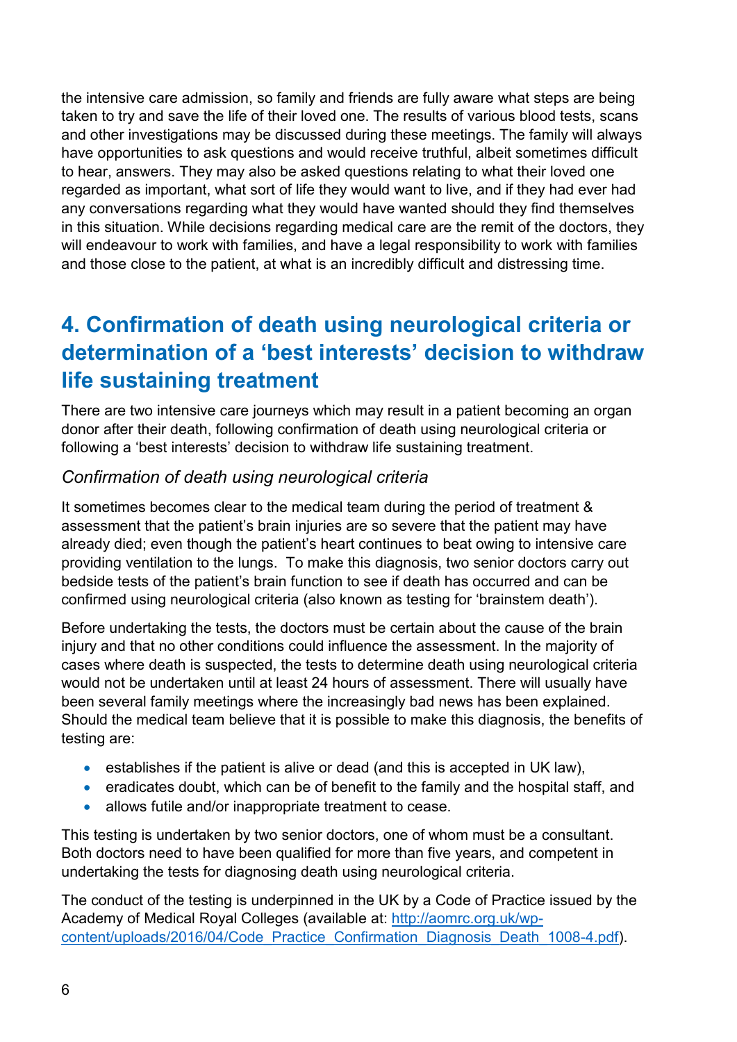the intensive care admission, so family and friends are fully aware what steps are being taken to try and save the life of their loved one. The results of various blood tests, scans and other investigations may be discussed during these meetings. The family will always have opportunities to ask questions and would receive truthful, albeit sometimes difficult to hear, answers. They may also be asked questions relating to what their loved one regarded as important, what sort of life they would want to live, and if they had ever had any conversations regarding what they would have wanted should they find themselves in this situation. While decisions regarding medical care are the remit of the doctors, they will endeavour to work with families, and have a legal responsibility to work with families and those close to the patient, at what is an incredibly difficult and distressing time.

## 4. Confirmation of death using neurological criteria or determination of a 'best interests' decision to withdraw life sustaining treatment

There are two intensive care journeys which may result in a patient becoming an organ donor after their death, following confirmation of death using neurological criteria or following a 'best interests' decision to withdraw life sustaining treatment.

### *Confirmation of death using neurological criteria*

It sometimes becomes clear to the medical team during the period of treatment & assessment that the patient's brain injuries are so severe that the patient may have already died; even though the patient's heart continues to beat owing to intensive care providing ventilation to the lungs. To make this diagnosis, two senior doctors carry out bedside tests of the patient's brain function to see if death has occurred and can be confirmed using neurological criteria (also known as testing for 'brainstem death').

Before undertaking the tests, the doctors must be certain about the cause of the brain injury and that no other conditions could influence the assessment. In the majority of cases where death is suspected, the tests to determine death using neurological criteria would not be undertaken until at least 24 hours of assessment. There will usually have been several family meetings where the increasingly bad news has been explained. Should the medical team believe that it is possible to make this diagnosis, the benefits of testing are:

- establishes if the patient is alive or dead (and this is accepted in UK law),
- eradicates doubt, which can be of benefit to the family and the hospital staff, and
- allows futile and/or inappropriate treatment to cease.

This testing is undertaken by two senior doctors, one of whom must be a consultant. Both doctors need to have been qualified for more than five years, and competent in undertaking the tests for diagnosing death using neurological criteria.

The conduct of the testing is underpinned in the UK by a Code of Practice issued by the Academy of Medical Royal Colleges (available at: [http://aomrc.org.uk/wp-content/uploads/2016/04/Code_Practice_Confirmation_Diagnosis_Death_1008-4.pdf](http://aomrc.org.uk/wp-content/uploads/2016/04/Code_Practice_Confirmation_Diagnosis_Death_1008-4.pdf)).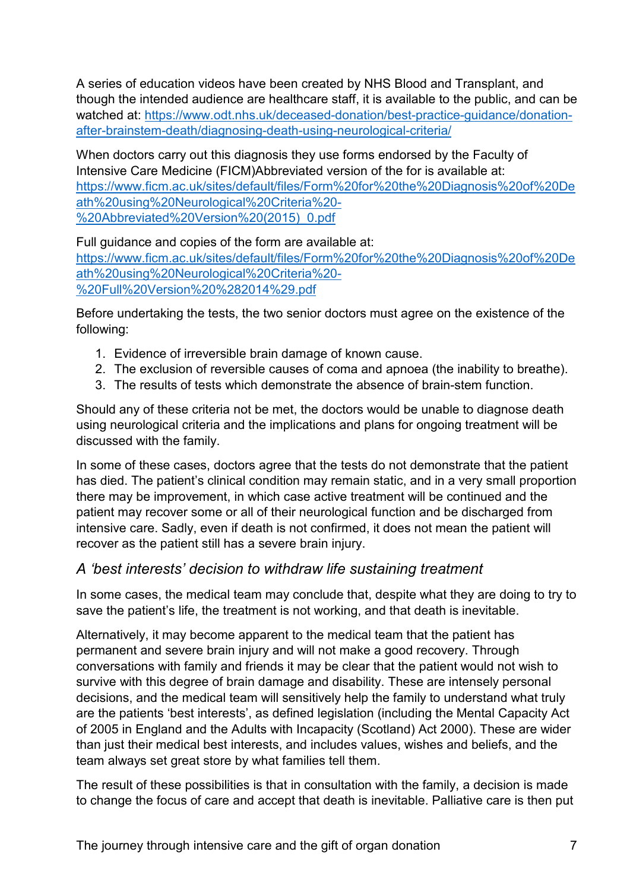A series of education videos have been created by NHS Blood and Transplant, and though the intended audience are healthcare staff, it is available to the public, and can be watched at: [https://www.odt.nhs.uk/deceased-donation/best-practice-guidance/donation-after-brainstem-death/diagnosing-death-using-neurological-criteria/](https://www.odt.nhs.uk/deceased-donation/best-practice-guidance/donation-after-brainstem-death/diagnosing-death-using-neurological-criteria/)

When doctors carry out this diagnosis they use forms endorsed by the Faculty of Intensive Care Medicine (FICM)Abbreviated version of the for is available at: [https://www.ficm.ac.uk/sites/default/files/Form%20for%20the%20Diagnosis%20of%20Death%20using%20Neurological%20Criteria%20-%20Abbreviated%20Version%20(2015)_0.pdf](https://www.ficm.ac.uk/sites/default/files/Form%20for%20the%20Diagnosis%20of%20Death%20using%20Neurological%20Criteria%20-%20Abbreviated%20Version%20(2015)_0.pdf)

Full guidance and copies of the form are available at: [https://www.ficm.ac.uk/sites/default/files/Form%20for%20the%20Diagnosis%20of%20Death%20using%20Neurological%20Criteria%20-%20Full%20Version%20%282014%29.pdf](https://www.ficm.ac.uk/sites/default/files/Form%20for%20the%20Diagnosis%20of%20Death%20using%20Neurological%20Criteria%20-%20Full%20Version%20%282014%29.pdf)

Before undertaking the tests, the two senior doctors must agree on the existence of the following:

1. Evidence of irreversible brain damage of known cause.
2. The exclusion of reversible causes of coma and apnoea (the inability to breathe).
3. The results of tests which demonstrate the absence of brain-stem function.

Should any of these criteria not be met, the doctors would be unable to diagnose death using neurological criteria and the implications and plans for ongoing treatment will be discussed with the family.

In some of these cases, doctors agree that the tests do not demonstrate that the patient has died. The patient's clinical condition may remain static, and in a very small proportion there may be improvement, in which case active treatment will be continued and the patient may recover some or all of their neurological function and be discharged from intensive care. Sadly, even if death is not confirmed, it does not mean the patient will recover as the patient still has a severe brain injury.

### *A 'best interests' decision to withdraw life sustaining treatment*

In some cases, the medical team may conclude that, despite what they are doing to try to save the patient's life, the treatment is not working, and that death is inevitable.

Alternatively, it may become apparent to the medical team that the patient has permanent and severe brain injury and will not make a good recovery. Through conversations with family and friends it may be clear that the patient would not wish to survive with this degree of brain damage and disability. These are intensely personal decisions, and the medical team will sensitively help the family to understand what truly are the patients 'best interests', as defined legislation (including the Mental Capacity Act of 2005 in England and the Adults with Incapacity (Scotland) Act 2000). These are wider than just their medical best interests, and includes values, wishes and beliefs, and the team always set great store by what families tell them.

The result of these possibilities is that in consultation with the family, a decision is made to change the focus of care and accept that death is inevitable. Palliative care is then put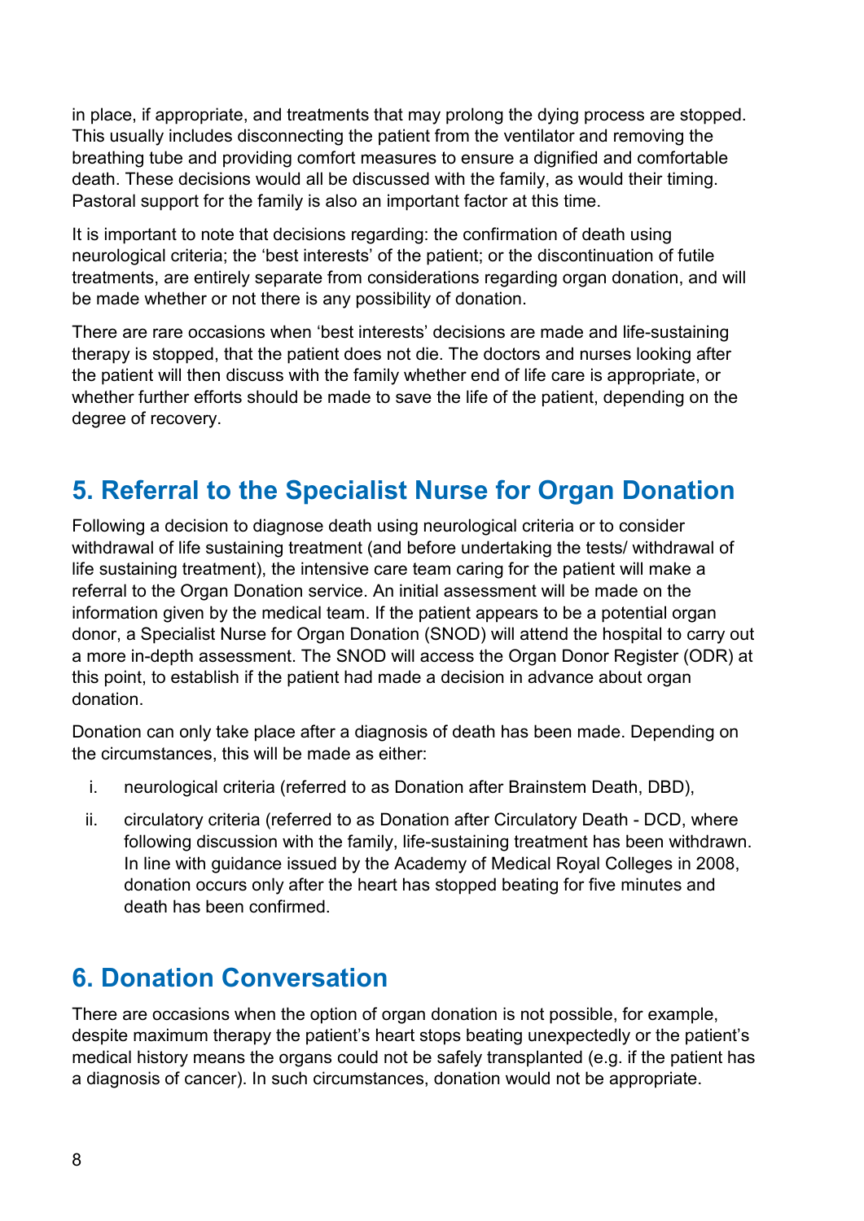in place, if appropriate, and treatments that may prolong the dying process are stopped. This usually includes disconnecting the patient from the ventilator and removing the breathing tube and providing comfort measures to ensure a dignified and comfortable death. These decisions would all be discussed with the family, as would their timing. Pastoral support for the family is also an important factor at this time.

It is important to note that decisions regarding: the confirmation of death using neurological criteria; the 'best interests' of the patient; or the discontinuation of futile treatments, are entirely separate from considerations regarding organ donation, and will be made whether or not there is any possibility of donation.

There are rare occasions when 'best interests' decisions are made and life-sustaining therapy is stopped, that the patient does not die. The doctors and nurses looking after the patient will then discuss with the family whether end of life care is appropriate, or whether further efforts should be made to save the life of the patient, depending on the degree of recovery.

## 5. Referral to the Specialist Nurse for Organ Donation

Following a decision to diagnose death using neurological criteria or to consider withdrawal of life sustaining treatment (and before undertaking the tests/ withdrawal of life sustaining treatment), the intensive care team caring for the patient will make a referral to the Organ Donation service. An initial assessment will be made on the information given by the medical team. If the patient appears to be a potential organ donor, a Specialist Nurse for Organ Donation (SNOD) will attend the hospital to carry out a more in-depth assessment. The SNOD will access the Organ Donor Register (ODR) at this point, to establish if the patient had made a decision in advance about organ donation.

Donation can only take place after a diagnosis of death has been made. Depending on the circumstances, this will be made as either:

i. neurological criteria (referred to as Donation after Brainstem Death, DBD),

ii. circulatory criteria (referred to as Donation after Circulatory Death - DCD, where following discussion with the family, life-sustaining treatment has been withdrawn. In line with guidance issued by the Academy of Medical Royal Colleges in 2008, donation occurs only after the heart has stopped beating for five minutes and death has been confirmed.

## 6. Donation Conversation

There are occasions when the option of organ donation is not possible, for example, despite maximum therapy the patient's heart stops beating unexpectedly or the patient's medical history means the organs could not be safely transplanted (e.g. if the patient has a diagnosis of cancer). In such circumstances, donation would not be appropriate.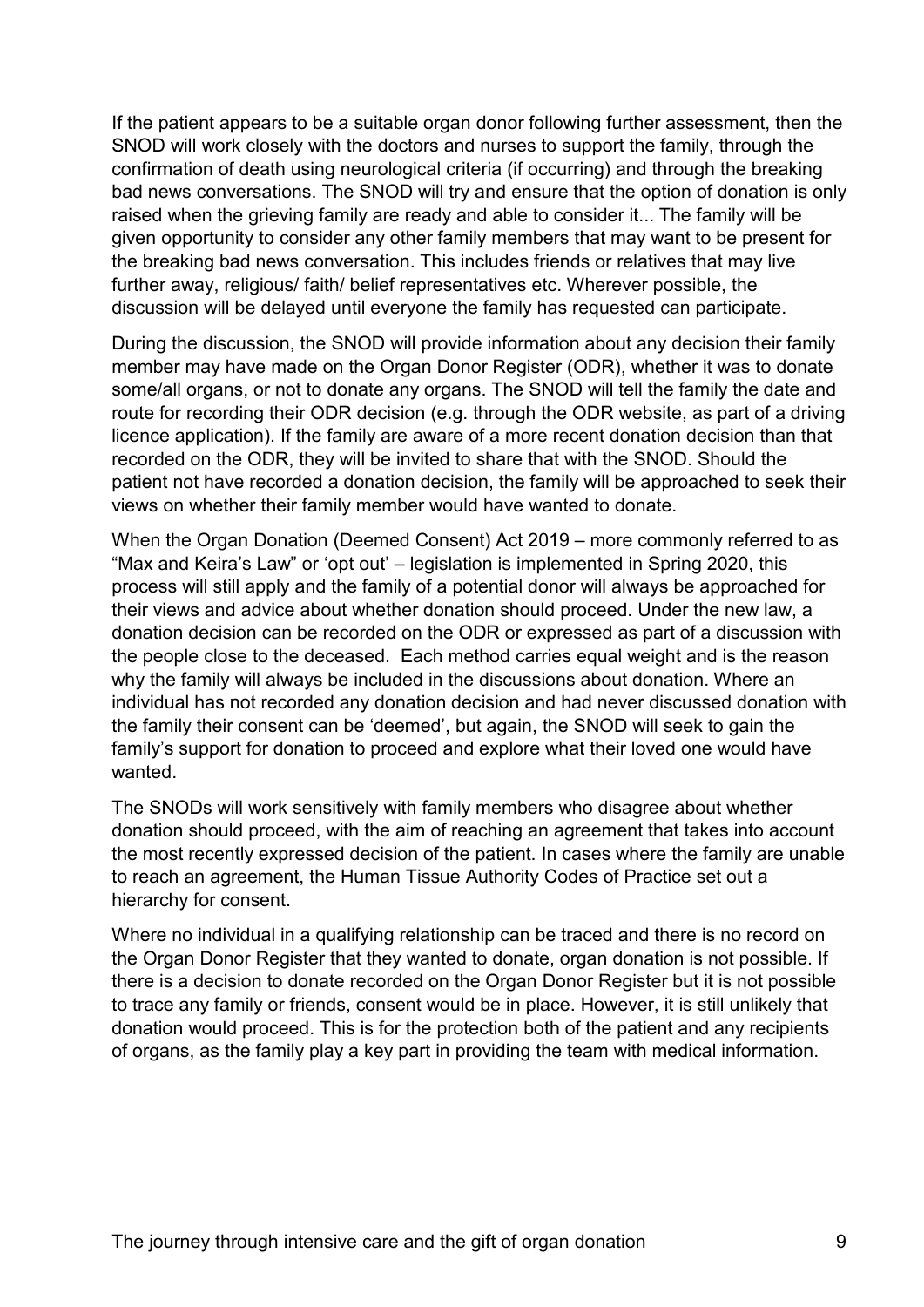If the patient appears to be a suitable organ donor following further assessment, then the SNOD will work closely with the doctors and nurses to support the family, through the confirmation of death using neurological criteria (if occurring) and through the breaking bad news conversations. The SNOD will try and ensure that the option of donation is only raised when the grieving family are ready and able to consider it... The family will be given opportunity to consider any other family members that may want to be present for the breaking bad news conversation. This includes friends or relatives that may live further away, religious/ faith/ belief representatives etc. Wherever possible, the discussion will be delayed until everyone the family has requested can participate.

During the discussion, the SNOD will provide information about any decision their family member may have made on the Organ Donor Register (ODR), whether it was to donate some/all organs, or not to donate any organs. The SNOD will tell the family the date and route for recording their ODR decision (e.g. through the ODR website, as part of a driving licence application). If the family are aware of a more recent donation decision than that recorded on the ODR, they will be invited to share that with the SNOD. Should the patient not have recorded a donation decision, the family will be approached to seek their views on whether their family member would have wanted to donate.

When the Organ Donation (Deemed Consent) Act 2019 – more commonly referred to as "Max and Keira's Law" or 'opt out' – legislation is implemented in Spring 2020, this process will still apply and the family of a potential donor will always be approached for their views and advice about whether donation should proceed. Under the new law, a donation decision can be recorded on the ODR or expressed as part of a discussion with the people close to the deceased. Each method carries equal weight and is the reason why the family will always be included in the discussions about donation. Where an individual has not recorded any donation decision and had never discussed donation with the family their consent can be 'deemed', but again, the SNOD will seek to gain the family's support for donation to proceed and explore what their loved one would have wanted.

The SNODs will work sensitively with family members who disagree about whether donation should proceed, with the aim of reaching an agreement that takes into account the most recently expressed decision of the patient. In cases where the family are unable to reach an agreement, the Human Tissue Authority Codes of Practice set out a hierarchy for consent.

Where no individual in a qualifying relationship can be traced and there is no record on the Organ Donor Register that they wanted to donate, organ donation is not possible. If there is a decision to donate recorded on the Organ Donor Register but it is not possible to trace any family or friends, consent would be in place. However, it is still unlikely that donation would proceed. This is for the protection both of the patient and any recipients of organs, as the family play a key part in providing the team with medical information.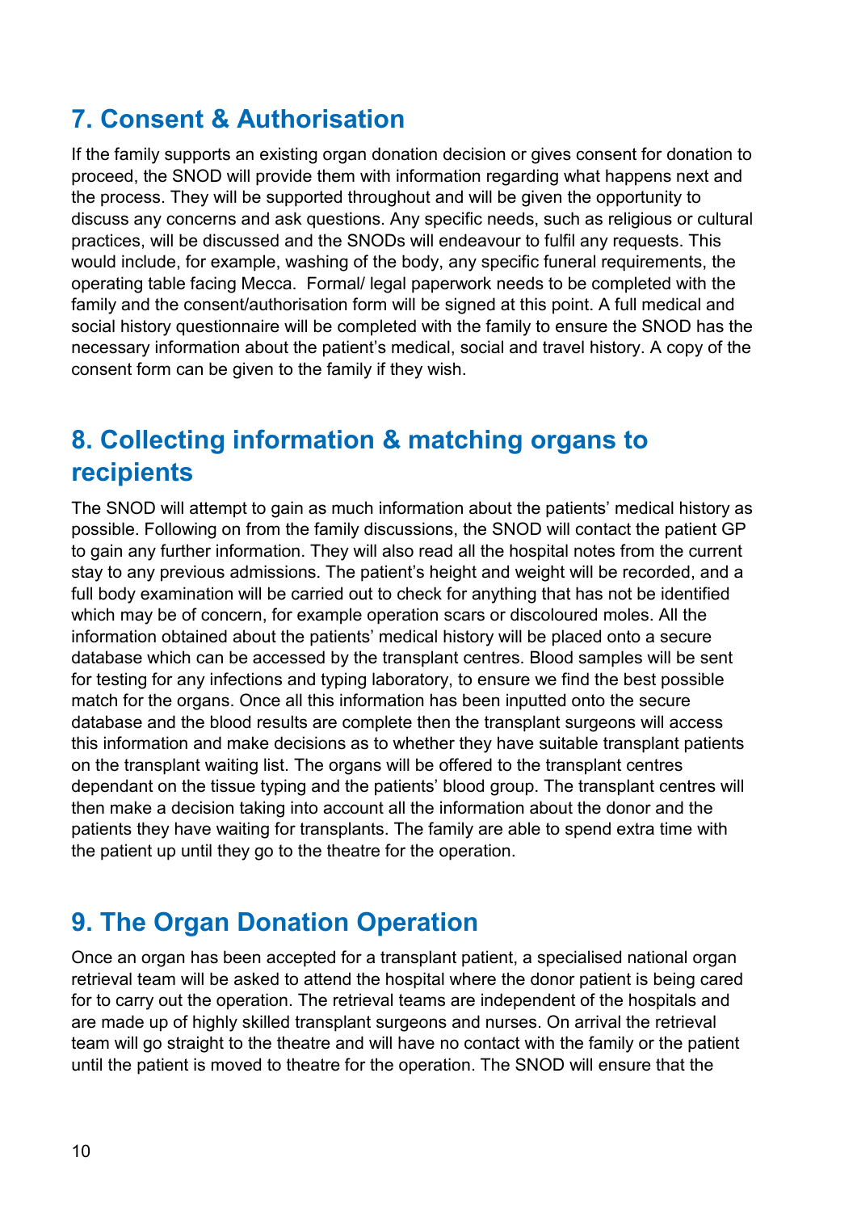## 7. Consent & Authorisation

If the family supports an existing organ donation decision or gives consent for donation to proceed, the SNOD will provide them with information regarding what happens next and the process. They will be supported throughout and will be given the opportunity to discuss any concerns and ask questions. Any specific needs, such as religious or cultural practices, will be discussed and the SNODs will endeavour to fulfil any requests. This would include, for example, washing of the body, any specific funeral requirements, the operating table facing Mecca. Formal/ legal paperwork needs to be completed with the family and the consent/authorisation form will be signed at this point. A full medical and social history questionnaire will be completed with the family to ensure the SNOD has the necessary information about the patient's medical, social and travel history. A copy of the consent form can be given to the family if they wish.

## 8. Collecting information & matching organs to recipients

The SNOD will attempt to gain as much information about the patients' medical history as possible. Following on from the family discussions, the SNOD will contact the patient GP to gain any further information. They will also read all the hospital notes from the current stay to any previous admissions. The patient's height and weight will be recorded, and a full body examination will be carried out to check for anything that has not be identified which may be of concern, for example operation scars or discoloured moles. All the information obtained about the patients' medical history will be placed onto a secure database which can be accessed by the transplant centres. Blood samples will be sent for testing for any infections and typing laboratory, to ensure we find the best possible match for the organs. Once all this information has been inputted onto the secure database and the blood results are complete then the transplant surgeons will access this information and make decisions as to whether they have suitable transplant patients on the transplant waiting list. The organs will be offered to the transplant centres dependant on the tissue typing and the patients' blood group. The transplant centres will then make a decision taking into account all the information about the donor and the patients they have waiting for transplants. The family are able to spend extra time with the patient up until they go to the theatre for the operation.

## 9. The Organ Donation Operation

Once an organ has been accepted for a transplant patient, a specialised national organ retrieval team will be asked to attend the hospital where the donor patient is being cared for to carry out the operation. The retrieval teams are independent of the hospitals and are made up of highly skilled transplant surgeons and nurses. On arrival the retrieval team will go straight to the theatre and will have no contact with the family or the patient until the patient is moved to theatre for the operation. The SNOD will ensure that the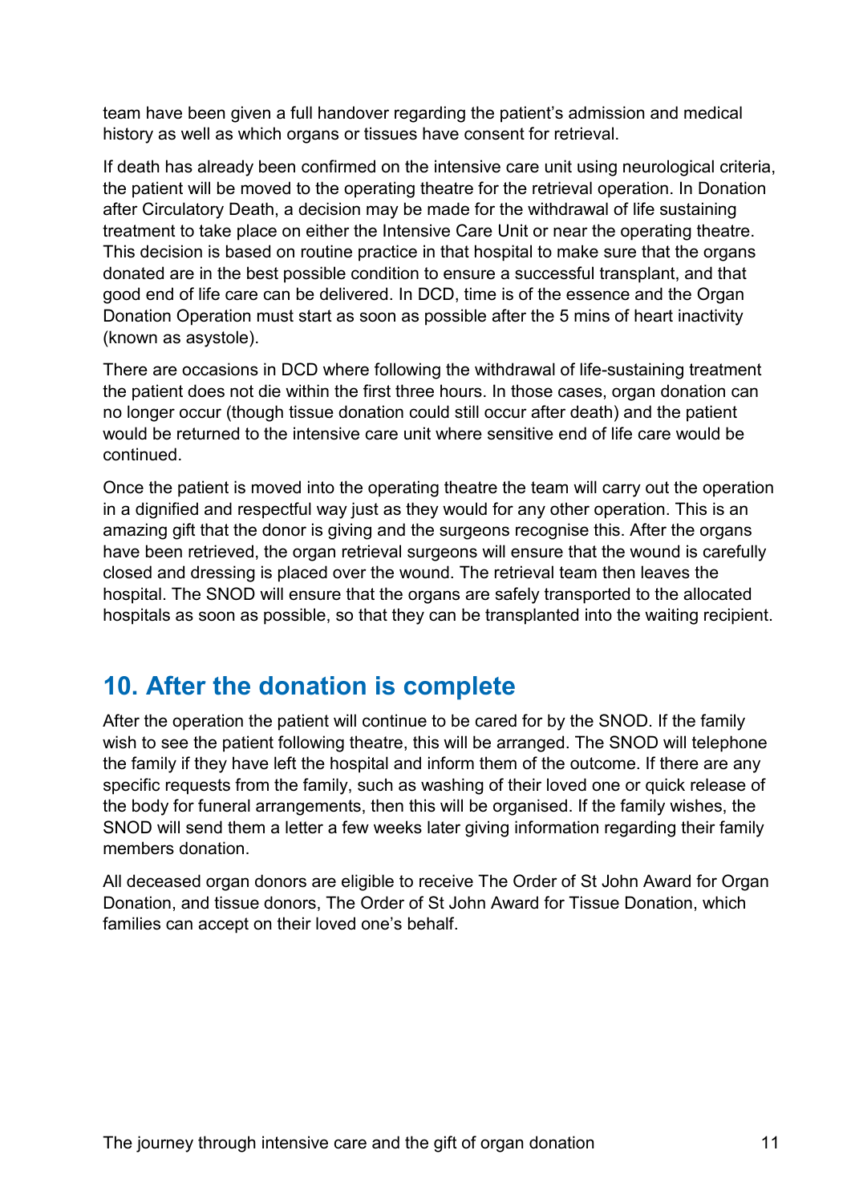team have been given a full handover regarding the patient's admission and medical history as well as which organs or tissues have consent for retrieval.

If death has already been confirmed on the intensive care unit using neurological criteria, the patient will be moved to the operating theatre for the retrieval operation. In Donation after Circulatory Death, a decision may be made for the withdrawal of life sustaining treatment to take place on either the Intensive Care Unit or near the operating theatre. This decision is based on routine practice in that hospital to make sure that the organs donated are in the best possible condition to ensure a successful transplant, and that good end of life care can be delivered. In DCD, time is of the essence and the Organ Donation Operation must start as soon as possible after the 5 mins of heart inactivity (known as asystole).

There are occasions in DCD where following the withdrawal of life-sustaining treatment the patient does not die within the first three hours. In those cases, organ donation can no longer occur (though tissue donation could still occur after death) and the patient would be returned to the intensive care unit where sensitive end of life care would be continued.

Once the patient is moved into the operating theatre the team will carry out the operation in a dignified and respectful way just as they would for any other operation. This is an amazing gift that the donor is giving and the surgeons recognise this. After the organs have been retrieved, the organ retrieval surgeons will ensure that the wound is carefully closed and dressing is placed over the wound. The retrieval team then leaves the hospital. The SNOD will ensure that the organs are safely transported to the allocated hospitals as soon as possible, so that they can be transplanted into the waiting recipient.

## 10. After the donation is complete

After the operation the patient will continue to be cared for by the SNOD. If the family wish to see the patient following theatre, this will be arranged. The SNOD will telephone the family if they have left the hospital and inform them of the outcome. If there are any specific requests from the family, such as washing of their loved one or quick release of the body for funeral arrangements, then this will be organised. If the family wishes, the SNOD will send them a letter a few weeks later giving information regarding their family members donation.

All deceased organ donors are eligible to receive The Order of St John Award for Organ Donation, and tissue donors, The Order of St John Award for Tissue Donation, which families can accept on their loved one's behalf.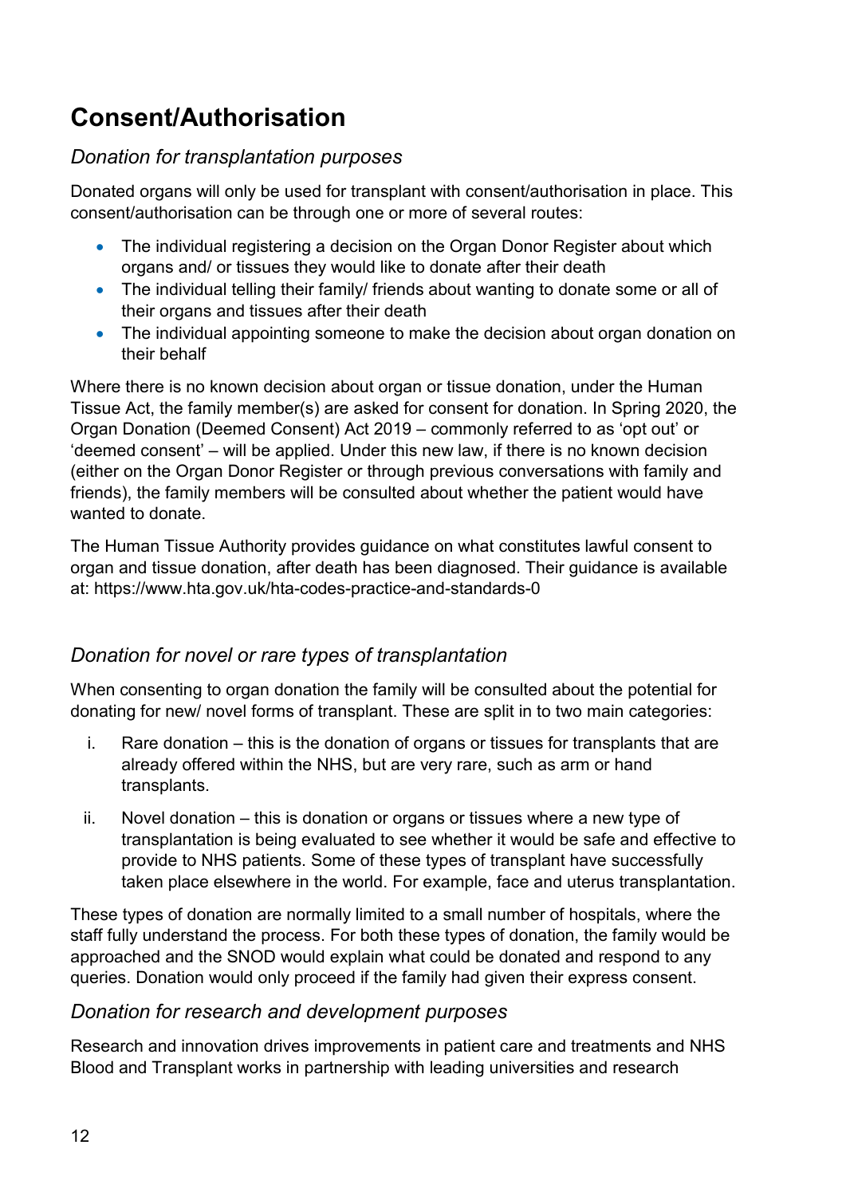# Consent/Authorisation

### *Donation for transplantation purposes*

Donated organs will only be used for transplant with consent/authorisation in place. This consent/authorisation can be through one or more of several routes:

- The individual registering a decision on the Organ Donor Register about which organs and/ or tissues they would like to donate after their death
- The individual telling their family/ friends about wanting to donate some or all of their organs and tissues after their death
- The individual appointing someone to make the decision about organ donation on their behalf

Where there is no known decision about organ or tissue donation, under the Human Tissue Act, the family member(s) are asked for consent for donation. In Spring 2020, the Organ Donation (Deemed Consent) Act 2019 – commonly referred to as 'opt out' or 'deemed consent' – will be applied. Under this new law, if there is no known decision (either on the Organ Donor Register or through previous conversations with family and friends), the family members will be consulted about whether the patient would have wanted to donate.

The Human Tissue Authority provides guidance on what constitutes lawful consent to organ and tissue donation, after death has been diagnosed. Their guidance is available at: https://www.hta.gov.uk/hta-codes-practice-and-standards-0

### *Donation for novel or rare types of transplantation*

When consenting to organ donation the family will be consulted about the potential for donating for new/ novel forms of transplant. These are split in to two main categories:

i. Rare donation – this is the donation of organs or tissues for transplants that are already offered within the NHS, but are very rare, such as arm or hand transplants.

ii. Novel donation – this is donation or organs or tissues where a new type of transplantation is being evaluated to see whether it would be safe and effective to provide to NHS patients. Some of these types of transplant have successfully taken place elsewhere in the world. For example, face and uterus transplantation.

These types of donation are normally limited to a small number of hospitals, where the staff fully understand the process. For both these types of donation, the family would be approached and the SNOD would explain what could be donated and respond to any queries. Donation would only proceed if the family had given their express consent.

### *Donation for research and development purposes*

Research and innovation drives improvements in patient care and treatments and NHS Blood and Transplant works in partnership with leading universities and research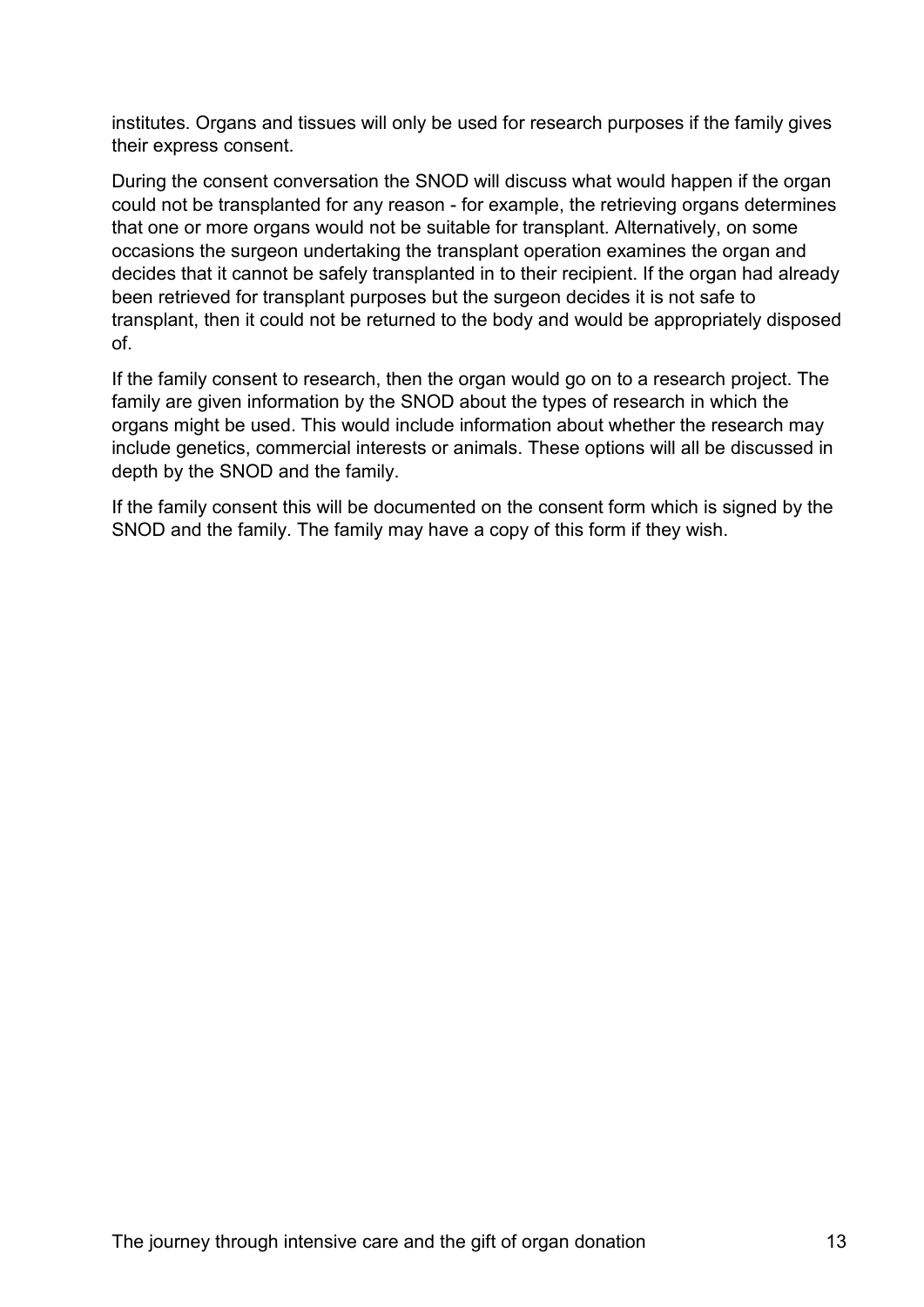institutes. Organs and tissues will only be used for research purposes if the family gives their express consent.

During the consent conversation the SNOD will discuss what would happen if the organ could not be transplanted for any reason - for example, the retrieving organs determines that one or more organs would not be suitable for transplant. Alternatively, on some occasions the surgeon undertaking the transplant operation examines the organ and decides that it cannot be safely transplanted in to their recipient. If the organ had already been retrieved for transplant purposes but the surgeon decides it is not safe to transplant, then it could not be returned to the body and would be appropriately disposed of.

If the family consent to research, then the organ would go on to a research project. The family are given information by the SNOD about the types of research in which the organs might be used. This would include information about whether the research may include genetics, commercial interests or animals. These options will all be discussed in depth by the SNOD and the family.

If the family consent this will be documented on the consent form which is signed by the SNOD and the family. The family may have a copy of this form if they wish.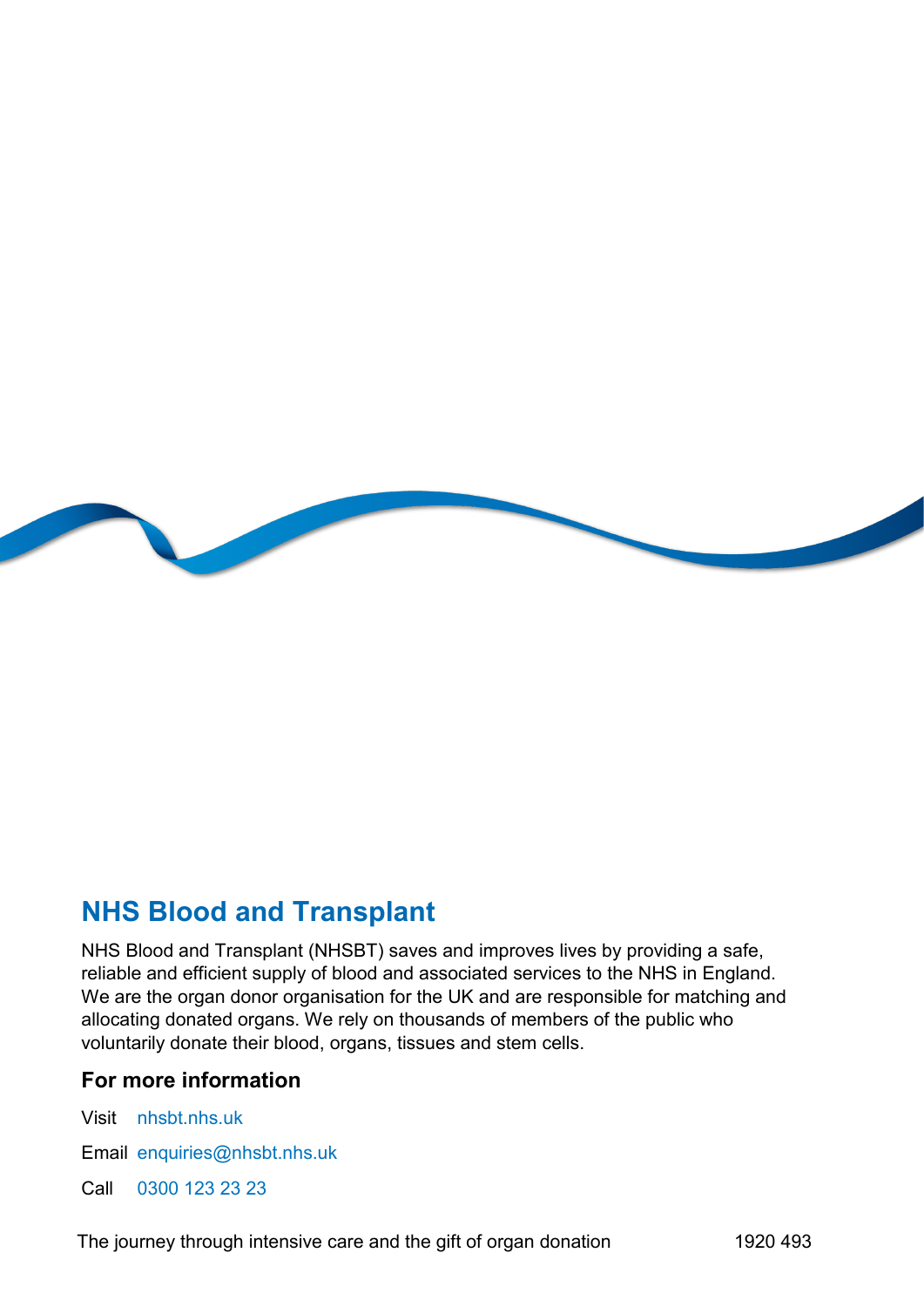## NHS Blood and Transplant

NHS Blood and Transplant (NHSBT) saves and improves lives by providing a safe, reliable and efficient supply of blood and associated services to the NHS in England. We are the organ donor organisation for the UK and are responsible for matching and allocating donated organs. We rely on thousands of members of the public who voluntarily donate their blood, organs, tissues and stem cells.

### For more information

Visit nhsbt.nhs.uk

Email enquiries@nhsbt.nhs.uk

Call 0300 123 23 23

The journey through intensive care and the gift of organ donation 1920 493